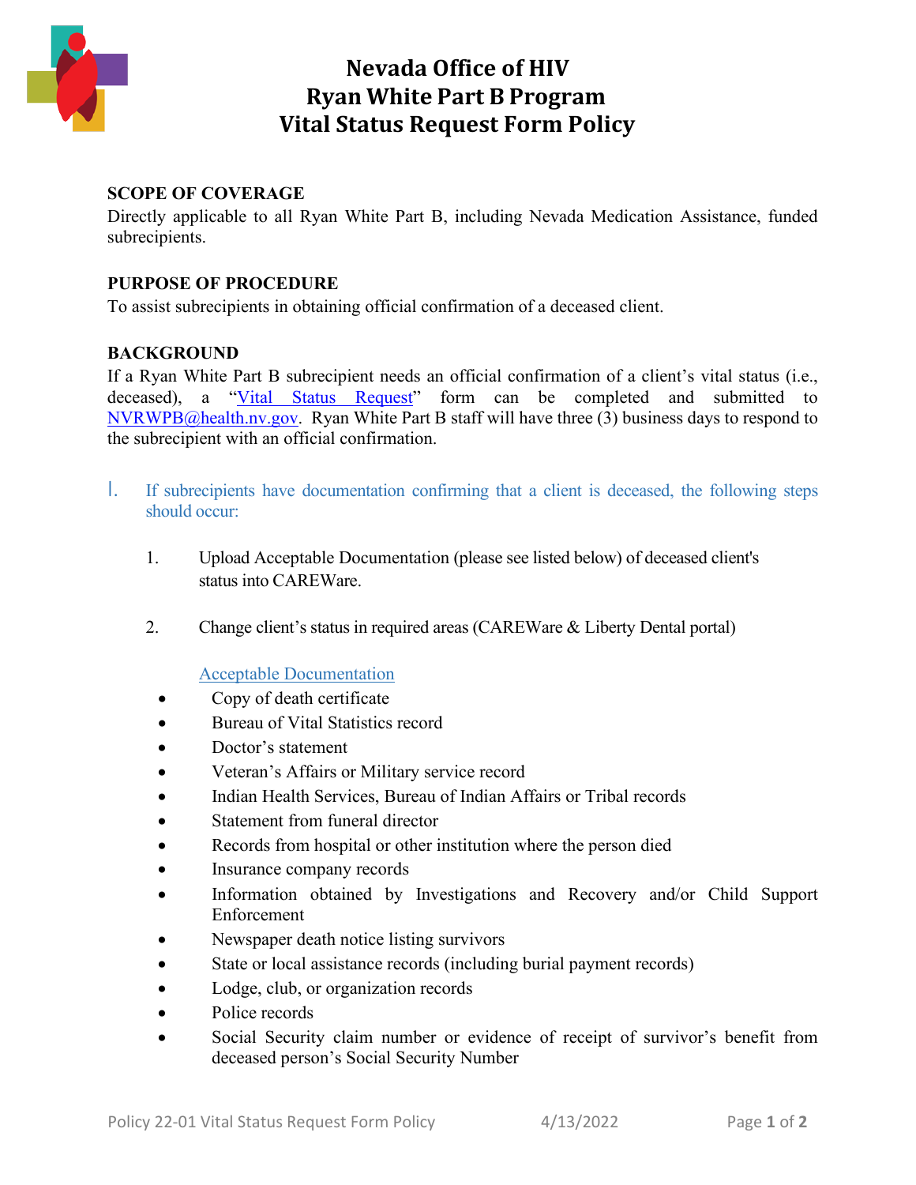# Nevada Office of HIV
# Ryan White Part B Program
# Vital Status Request Form Policy

**SCOPE OF COVERAGE**

Directly applicable to all Ryan White Part B, including Nevada Medication Assistance, funded subrecipients.

**PURPOSE OF PROCEDURE**

To assist subrecipients in obtaining official confirmation of a deceased client.

**BACKGROUND**

If a Ryan White Part B subrecipient needs an official confirmation of a client's vital status (i.e., deceased), a "Vital Status Request" form can be completed and submitted to NVRWPB@health.nv.gov. Ryan White Part B staff will have three (3) business days to respond to the subrecipient with an official confirmation.

## I. If subrecipients have documentation confirming that a client is deceased, the following steps should occur:

1. Upload Acceptable Documentation (please see listed below) of deceased client's status into CAREWare.

2. Change client's status in required areas (CAREWare & Liberty Dental portal)

Acceptable Documentation

- Copy of death certificate
- Bureau of Vital Statistics record
- Doctor's statement
- Veteran's Affairs or Military service record
- Indian Health Services, Bureau of Indian Affairs or Tribal records
- Statement from funeral director
- Records from hospital or other institution where the person died
- Insurance company records
- Information obtained by Investigations and Recovery and/or Child Support Enforcement
- Newspaper death notice listing survivors
- State or local assistance records (including burial payment records)
- Lodge, club, or organization records
- Police records
- Social Security claim number or evidence of receipt of survivor's benefit from deceased person's Social Security Number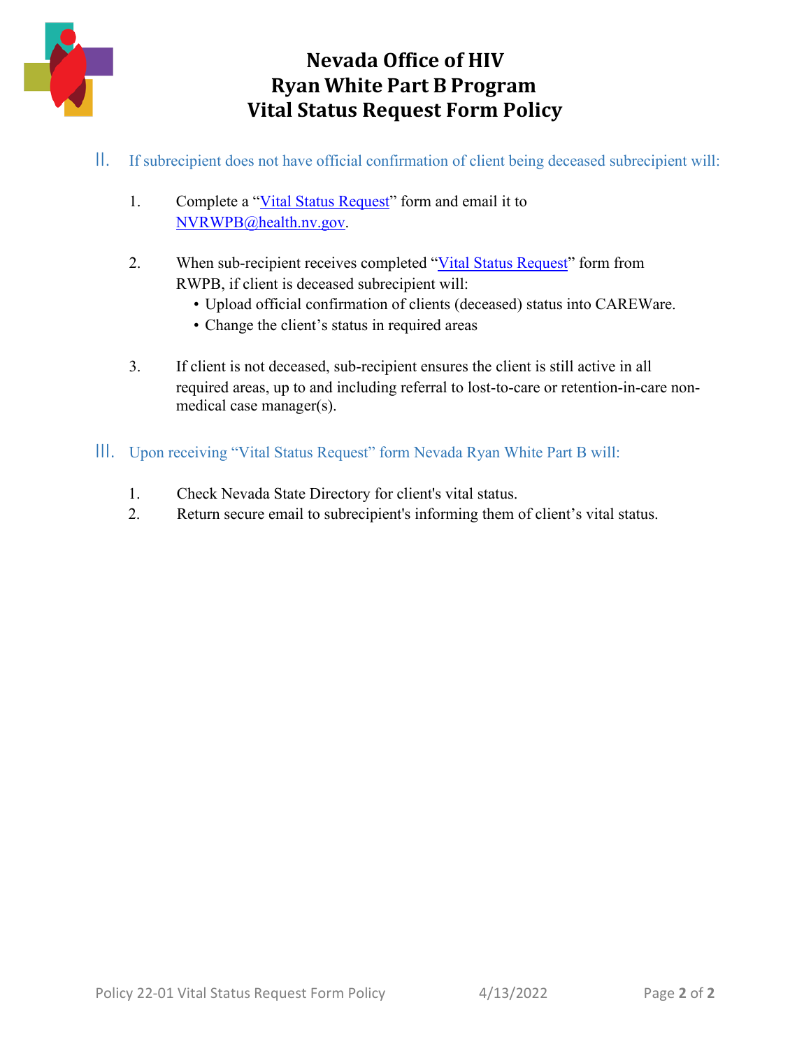# Nevada Office of HIV
# Ryan White Part B Program
# Vital Status Request Form Policy

II. If subrecipient does not have official confirmation of client being deceased subrecipient will:

1. Complete a "Vital Status Request" form and email it to NVRWPB@health.nv.gov.

2. When sub-recipient receives completed "Vital Status Request" form from RWPB, if client is deceased subrecipient will:
   - Upload official confirmation of clients (deceased) status into CAREWare.
   - Change the client's status in required areas

3. If client is not deceased, sub-recipient ensures the client is still active in all required areas, up to and including referral to lost-to-care or retention-in-care non-medical case manager(s).

III. Upon receiving "Vital Status Request" form Nevada Ryan White Part B will:

1. Check Nevada State Directory for client's vital status.
2. Return secure email to subrecipient's informing them of client's vital status.